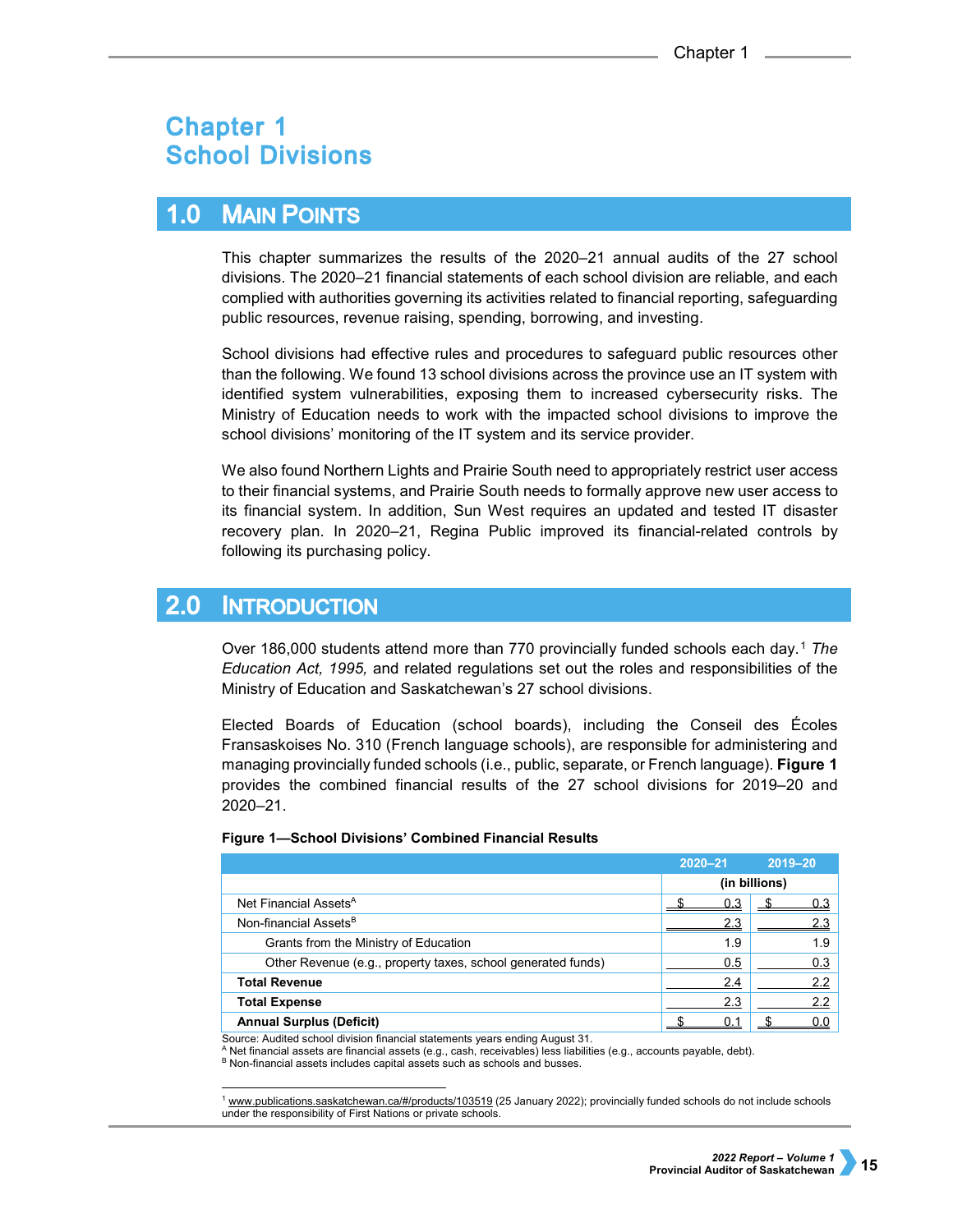# Chapter 1 School Divisions

## 1.0 Main Points

This chapter summarizes the results of the 2020–21 annual audits of the 27 school divisions. The 2020–21 financial statements of each school division are reliable, and each complied with authorities governing its activities related to financial reporting, safeguarding public resources, revenue raising, spending, borrowing, and investing.

School divisions had effective rules and procedures to safeguard public resources other than the following. We found 13 school divisions across the province use an IT system with identified system vulnerabilities, exposing them to increased cybersecurity risks. The Ministry of Education needs to work with the impacted school divisions to improve the school divisions' monitoring of the IT system and its service provider.

We also found Northern Lights and Prairie South need to appropriately restrict user access to their financial systems, and Prairie South needs to formally approve new user access to its financial system. In addition, Sun West requires an updated and tested IT disaster recovery plan. In 2020–21, Regina Public improved its financial-related controls by following its purchasing policy.

## 2.0 Introduction

Over 186,000 students attend more than 770 provincially funded schools each day.[1] *The Education Act, 1995,* and related regulations set out the roles and responsibilities of the Ministry of Education and Saskatchewan's 27 school divisions.

Elected Boards of Education (school boards), including the Conseil des Écoles Fransaskoises No. 310 (French language schools), are responsible for administering and managing provincially funded schools (i.e., public, separate, or French language). **Figure 1** provides the combined financial results of the 27 school divisions for 2019–20 and 2020–21.

**Figure 1—School Divisions' Combined Financial Results**

| | 2020–21 | 2019–20 |
|---|---|---|
| | (in billions) | |
| Net Financial Assets[A] | $ 0.3 | $ 0.3 |
| Non-financial Assets[B] | 2.3 | 2.3 |
| Grants from the Ministry of Education | 1.9 | 1.9 |
| Other Revenue (e.g., property taxes, school generated funds) | 0.5 | 0.3 |
| **Total Revenue** | 2.4 | 2.2 |
| **Total Expense** | 2.3 | 2.2 |
| **Annual Surplus (Deficit)** | $ 0.1 | $ 0.0 |

Source: Audited school division financial statements years ending August 31.
[A] Net financial assets are financial assets (e.g., cash, receivables) less liabilities (e.g., accounts payable, debt).
[B] Non-financial assets includes capital assets such as schools and busses.

[1] www.publications.saskatchewan.ca/#/products/103519 (25 January 2022); provincially funded schools do not include schools under the responsibility of First Nations or private schools.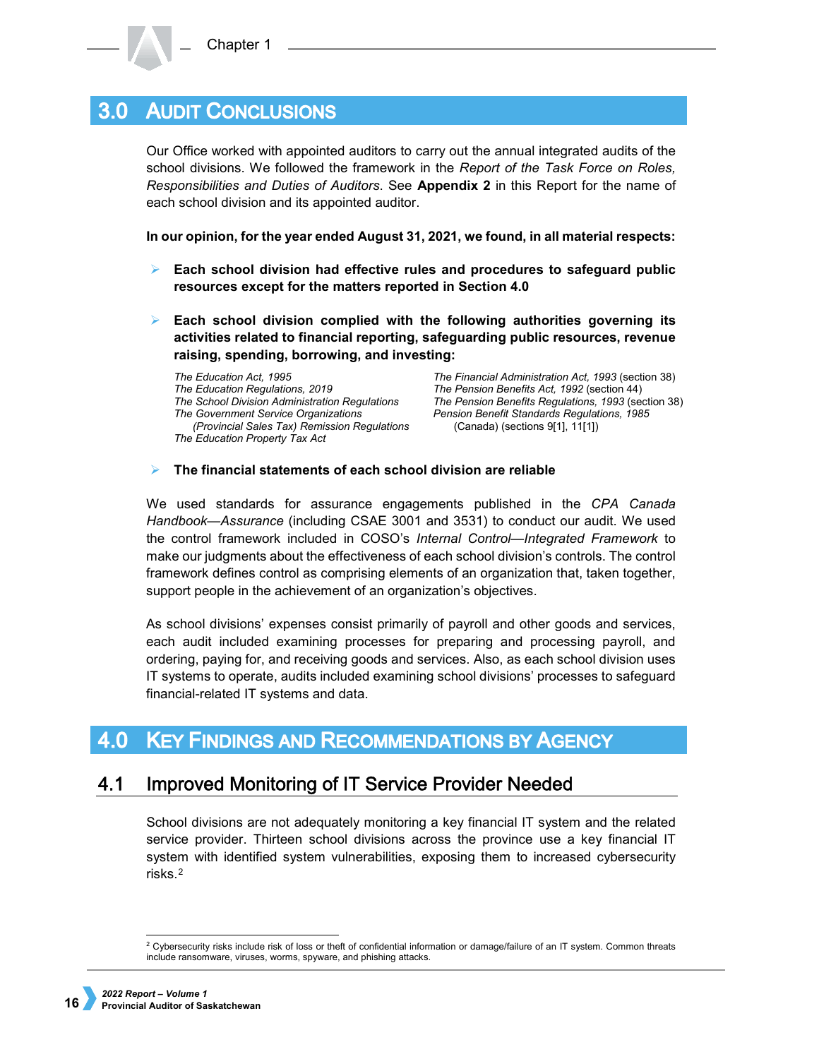## 3.0 Audit Conclusions

Our Office worked with appointed auditors to carry out the annual integrated audits of the school divisions. We followed the framework in the *Report of the Task Force on Roles, Responsibilities and Duties of Auditors*. See **Appendix 2** in this Report for the name of each school division and its appointed auditor.

**In our opinion, for the year ended August 31, 2021, we found, in all material respects:**

- **Each school division had effective rules and procedures to safeguard public resources except for the matters reported in Section 4.0**

- **Each school division complied with the following authorities governing its activities related to financial reporting, safeguarding public resources, revenue raising, spending, borrowing, and investing:**

  *The Education Act, 1995*
  *The Education Regulations, 2019*
  *The School Division Administration Regulations*
  *The Government Service Organizations (Provincial Sales Tax) Remission Regulations*
  *The Education Property Tax Act*
  *The Financial Administration Act, 1993* (section 38)
  *The Pension Benefits Act, 1992* (section 44)
  *The Pension Benefits Regulations, 1993* (section 38)
  *Pension Benefit Standards Regulations, 1985* (Canada) (sections 9[1], 11[1])

- **The financial statements of each school division are reliable**

We used standards for assurance engagements published in the *CPA Canada Handbook—Assurance* (including CSAE 3001 and 3531) to conduct our audit. We used the control framework included in COSO's *Internal Control—Integrated Framework* to make our judgments about the effectiveness of each school division's controls. The control framework defines control as comprising elements of an organization that, taken together, support people in the achievement of an organization's objectives.

As school divisions' expenses consist primarily of payroll and other goods and services, each audit included examining processes for preparing and processing payroll, and ordering, paying for, and receiving goods and services. Also, as each school division uses IT systems to operate, audits included examining school divisions' processes to safeguard financial-related IT systems and data.

## 4.0 Key Findings and Recommendations by Agency

### 4.1 Improved Monitoring of IT Service Provider Needed

School divisions are not adequately monitoring a key financial IT system and the related service provider. Thirteen school divisions across the province use a key financial IT system with identified system vulnerabilities, exposing them to increased cybersecurity risks.[2]

[2] Cybersecurity risks include risk of loss or theft of confidential information or damage/failure of an IT system. Common threats include ransomware, viruses, worms, spyware, and phishing attacks.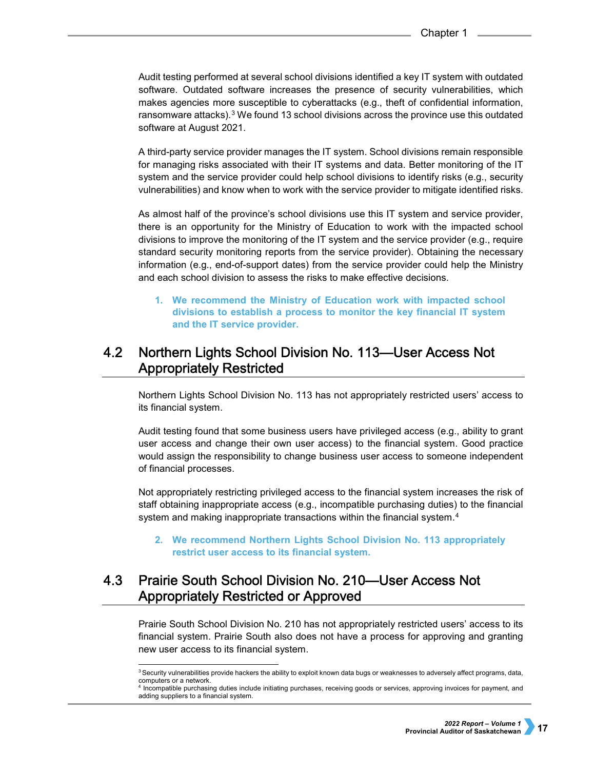Audit testing performed at several school divisions identified a key IT system with outdated software. Outdated software increases the presence of security vulnerabilities, which makes agencies more susceptible to cyberattacks (e.g., theft of confidential information, ransomware attacks).[3] We found 13 school divisions across the province use this outdated software at August 2021.

A third-party service provider manages the IT system. School divisions remain responsible for managing risks associated with their IT systems and data. Better monitoring of the IT system and the service provider could help school divisions to identify risks (e.g., security vulnerabilities) and know when to work with the service provider to mitigate identified risks.

As almost half of the province's school divisions use this IT system and service provider, there is an opportunity for the Ministry of Education to work with the impacted school divisions to improve the monitoring of the IT system and the service provider (e.g., require standard security monitoring reports from the service provider). Obtaining the necessary information (e.g., end-of-support dates) from the service provider could help the Ministry and each school division to assess the risks to make effective decisions.

> **1. We recommend the Ministry of Education work with impacted school divisions to establish a process to monitor the key financial IT system and the IT service provider.**

## 4.2 Northern Lights School Division No. 113—User Access Not Appropriately Restricted

Northern Lights School Division No. 113 has not appropriately restricted users' access to its financial system.

Audit testing found that some business users have privileged access (e.g., ability to grant user access and change their own user access) to the financial system. Good practice would assign the responsibility to change business user access to someone independent of financial processes.

Not appropriately restricting privileged access to the financial system increases the risk of staff obtaining inappropriate access (e.g., incompatible purchasing duties) to the financial system and making inappropriate transactions within the financial system.[4]

> **2. We recommend Northern Lights School Division No. 113 appropriately restrict user access to its financial system.**

## 4.3 Prairie South School Division No. 210—User Access Not Appropriately Restricted or Approved

Prairie South School Division No. 210 has not appropriately restricted users' access to its financial system. Prairie South also does not have a process for approving and granting new user access to its financial system.

---

[3] Security vulnerabilities provide hackers the ability to exploit known data bugs or weaknesses to adversely affect programs, data, computers or a network.

[4] Incompatible purchasing duties include initiating purchases, receiving goods or services, approving invoices for payment, and adding suppliers to a financial system.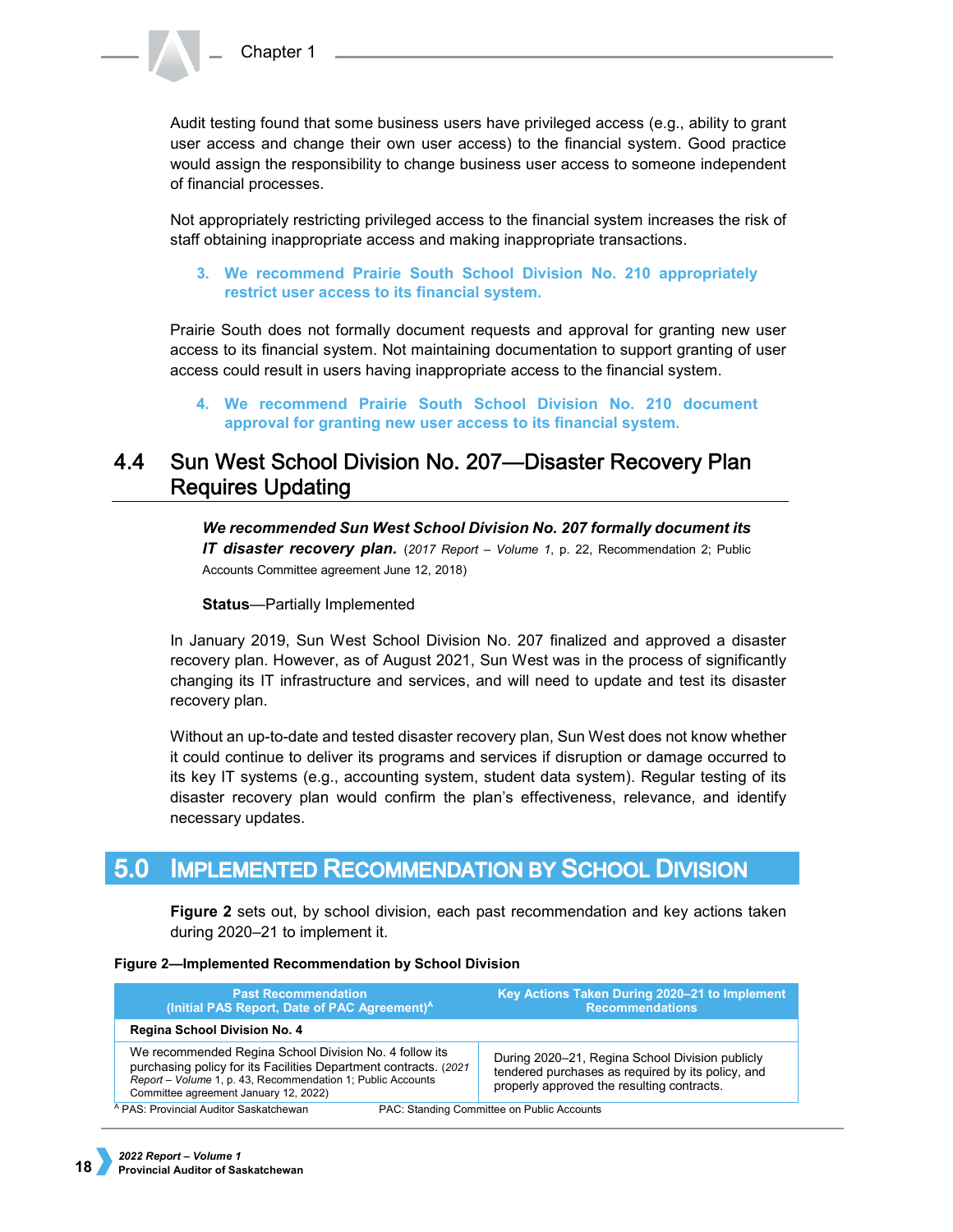Audit testing found that some business users have privileged access (e.g., ability to grant user access and change their own user access) to the financial system. Good practice would assign the responsibility to change business user access to someone independent of financial processes.

Not appropriately restricting privileged access to the financial system increases the risk of staff obtaining inappropriate access and making inappropriate transactions.

3. **We recommend Prairie South School Division No. 210 appropriately restrict user access to its financial system.**

Prairie South does not formally document requests and approval for granting new user access to its financial system. Not maintaining documentation to support granting of user access could result in users having inappropriate access to the financial system.

4. **We recommend Prairie South School Division No. 210 document approval for granting new user access to its financial system.**

## 4.4 Sun West School Division No. 207—Disaster Recovery Plan Requires Updating

***We recommended Sun West School Division No. 207 formally document its IT disaster recovery plan.*** (*2017 Report – Volume 1*, p. 22, Recommendation 2; Public Accounts Committee agreement June 12, 2018)

**Status**—Partially Implemented

In January 2019, Sun West School Division No. 207 finalized and approved a disaster recovery plan. However, as of August 2021, Sun West was in the process of significantly changing its IT infrastructure and services, and will need to update and test its disaster recovery plan.

Without an up-to-date and tested disaster recovery plan, Sun West does not know whether it could continue to deliver its programs and services if disruption or damage occurred to its key IT systems (e.g., accounting system, student data system). Regular testing of its disaster recovery plan would confirm the plan's effectiveness, relevance, and identify necessary updates.

# 5.0 Implemented Recommendation by School Division

**Figure 2** sets out, by school division, each past recommendation and key actions taken during 2020–21 to implement it.

**Figure 2—Implemented Recommendation by School Division**

| Past Recommendation (Initial PAS Report, Date of PAC Agreement)[A] | Key Actions Taken During 2020–21 to Implement Recommendations |
|---|---|
| **Regina School Division No. 4** | |
| We recommended Regina School Division No. 4 follow its purchasing policy for its Facilities Department contracts. (*2021 Report – Volume* 1, p. 43, Recommendation 1; Public Accounts Committee agreement January 12, 2022) | During 2020–21, Regina School Division publicly tendered purchases as required by its policy, and properly approved the resulting contracts. |

[A] PAS: Provincial Auditor Saskatchewan PAC: Standing Committee on Public Accounts